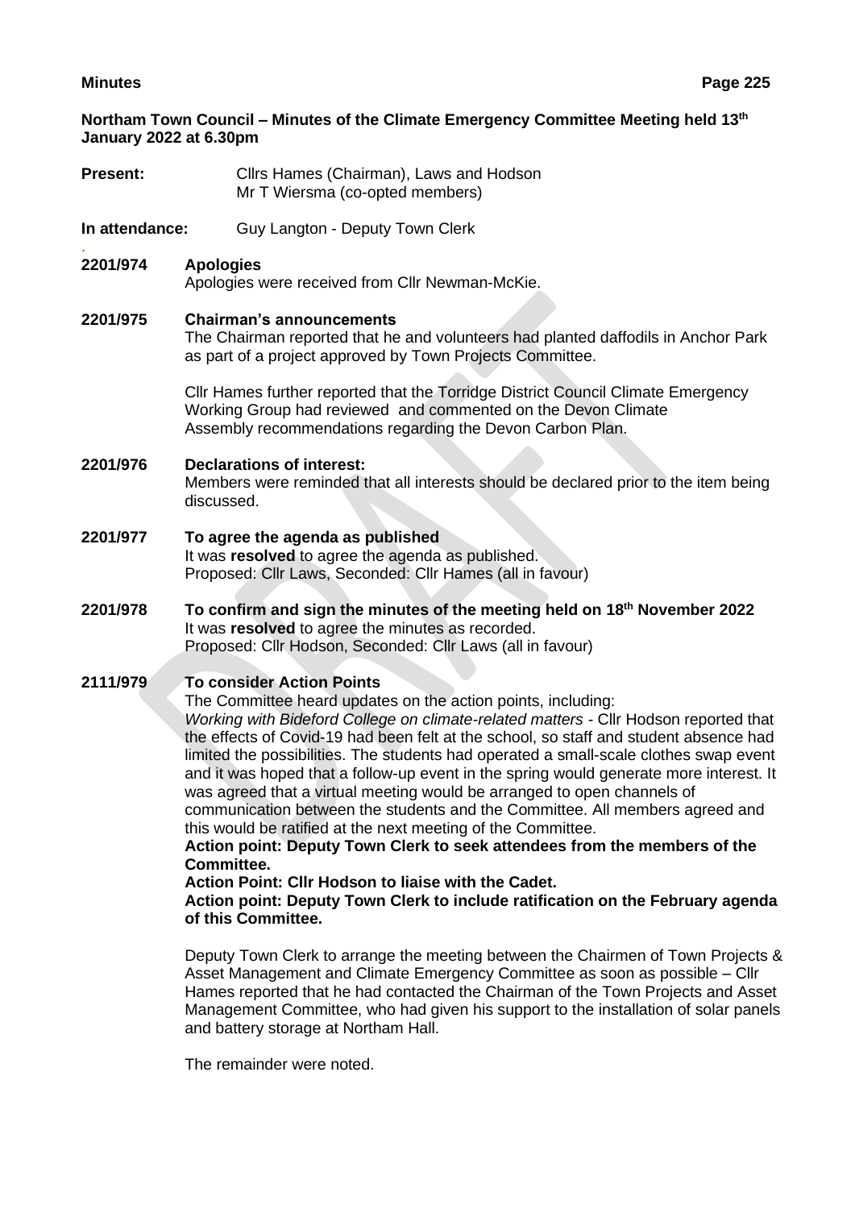**Northam Town Council – Minutes of the Climate Emergency Committee Meeting held 13th January 2022 at 6.30pm**

**Present:** Cllrs Hames (Chairman), Laws and Hodson
Mr T Wiersma (co-opted members)

**In attendance:** Guy Langton - Deputy Town Clerk

**2201/974 Apologies**

Apologies were received from Cllr Newman-McKie.

**2201/975 Chairman's announcements**

The Chairman reported that he and volunteers had planted daffodils in Anchor Park as part of a project approved by Town Projects Committee.

Cllr Hames further reported that the Torridge District Council Climate Emergency Working Group had reviewed and commented on the Devon Climate Assembly recommendations regarding the Devon Carbon Plan.

**2201/976 Declarations of interest:**

Members were reminded that all interests should be declared prior to the item being discussed.

**2201/977 To agree the agenda as published**

It was **resolved** to agree the agenda as published.
Proposed: Cllr Laws, Seconded: Cllr Hames (all in favour)

**2201/978 To confirm and sign the minutes of the meeting held on 18th November 2022**

It was **resolved** to agree the minutes as recorded.
Proposed: Cllr Hodson, Seconded: Cllr Laws (all in favour)

**2111/979 To consider Action Points**

The Committee heard updates on the action points, including:
*Working with Bideford College on climate-related matters* - Cllr Hodson reported that the effects of Covid-19 had been felt at the school, so staff and student absence had limited the possibilities. The students had operated a small-scale clothes swap event and it was hoped that a follow-up event in the spring would generate more interest. It was agreed that a virtual meeting would be arranged to open channels of communication between the students and the Committee. All members agreed and this would be ratified at the next meeting of the Committee.
**Action point: Deputy Town Clerk to seek attendees from the members of the Committee.**
**Action Point: Cllr Hodson to liaise with the Cadet.**
**Action point: Deputy Town Clerk to include ratification on the February agenda of this Committee.**

Deputy Town Clerk to arrange the meeting between the Chairmen of Town Projects & Asset Management and Climate Emergency Committee as soon as possible – Cllr Hames reported that he had contacted the Chairman of the Town Projects and Asset Management Committee, who had given his support to the installation of solar panels and battery storage at Northam Hall.

The remainder were noted.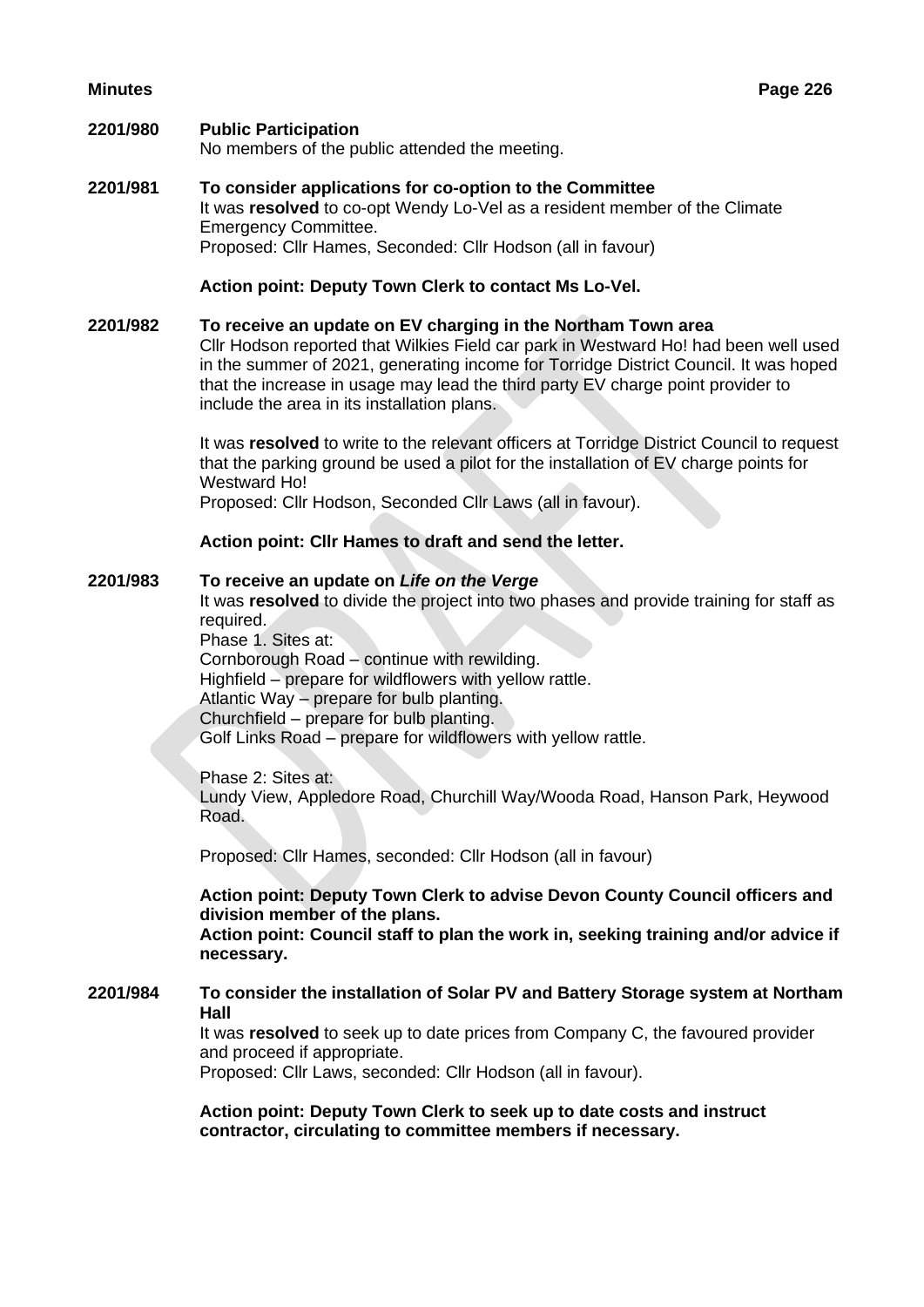**2201/980 Public Participation**

No members of the public attended the meeting.

**2201/981 To consider applications for co-option to the Committee**

It was **resolved** to co-opt Wendy Lo-Vel as a resident member of the Climate Emergency Committee.
Proposed: Cllr Hames, Seconded: Cllr Hodson (all in favour)

**Action point: Deputy Town Clerk to contact Ms Lo-Vel.**

**2201/982 To receive an update on EV charging in the Northam Town area**

Cllr Hodson reported that Wilkies Field car park in Westward Ho! had been well used in the summer of 2021, generating income for Torridge District Council. It was hoped that the increase in usage may lead the third party EV charge point provider to include the area in its installation plans.

It was **resolved** to write to the relevant officers at Torridge District Council to request that the parking ground be used a pilot for the installation of EV charge points for Westward Ho!
Proposed: Cllr Hodson, Seconded Cllr Laws (all in favour).

**Action point: Cllr Hames to draft and send the letter.**

**2201/983 To receive an update on *Life on the Verge***

It was **resolved** to divide the project into two phases and provide training for staff as required.
Phase 1. Sites at:
Cornborough Road – continue with rewilding.
Highfield – prepare for wildflowers with yellow rattle.
Atlantic Way – prepare for bulb planting.
Churchfield – prepare for bulb planting.
Golf Links Road – prepare for wildflowers with yellow rattle.

Phase 2: Sites at:
Lundy View, Appledore Road, Churchill Way/Wooda Road, Hanson Park, Heywood Road.

Proposed: Cllr Hames, seconded: Cllr Hodson (all in favour)

**Action point: Deputy Town Clerk to advise Devon County Council officers and division member of the plans.**
**Action point: Council staff to plan the work in, seeking training and/or advice if necessary.**

**2201/984 To consider the installation of Solar PV and Battery Storage system at Northam Hall**

It was **resolved** to seek up to date prices from Company C, the favoured provider and proceed if appropriate.
Proposed: Cllr Laws, seconded: Cllr Hodson (all in favour).

**Action point: Deputy Town Clerk to seek up to date costs and instruct contractor, circulating to committee members if necessary.**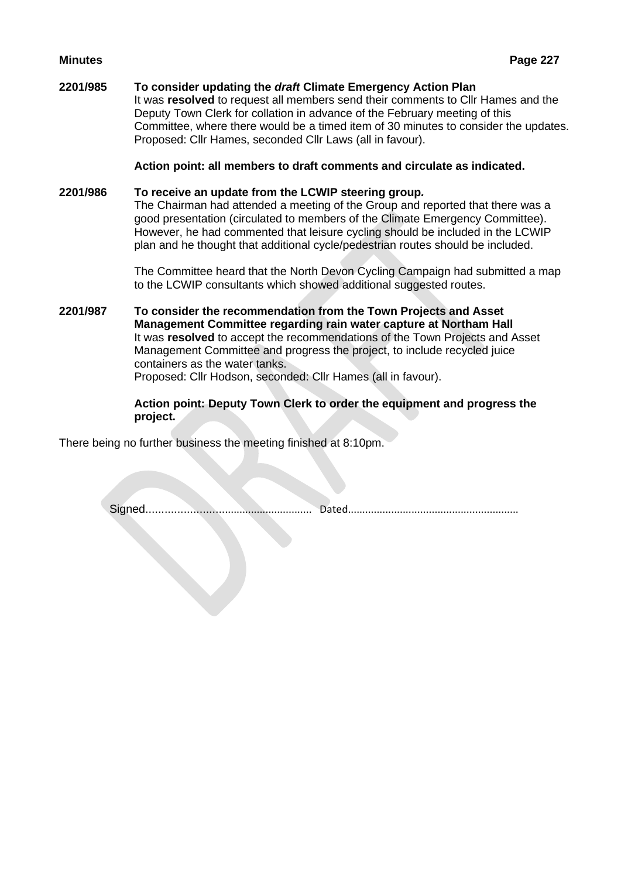**2201/985 To consider updating the *draft* Climate Emergency Action Plan**

It was **resolved** to request all members send their comments to Cllr Hames and the Deputy Town Clerk for collation in advance of the February meeting of this Committee, where there would be a timed item of 30 minutes to consider the updates. Proposed: Cllr Hames, seconded Cllr Laws (all in favour).

**Action point: all members to draft comments and circulate as indicated.**

**2201/986 To receive an update from the LCWIP steering group.**

The Chairman had attended a meeting of the Group and reported that there was a good presentation (circulated to members of the Climate Emergency Committee). However, he had commented that leisure cycling should be included in the LCWIP plan and he thought that additional cycle/pedestrian routes should be included.

The Committee heard that the North Devon Cycling Campaign had submitted a map to the LCWIP consultants which showed additional suggested routes.

**2201/987 To consider the recommendation from the Town Projects and Asset Management Committee regarding rain water capture at Northam Hall**

It was **resolved** to accept the recommendations of the Town Projects and Asset Management Committee and progress the project, to include recycled juice containers as the water tanks.

Proposed: Cllr Hodson, seconded: Cllr Hames (all in favour).

**Action point: Deputy Town Clerk to order the equipment and progress the project.**

There being no further business the meeting finished at 8:10pm.

Signed......................................................... Dated...........................................................